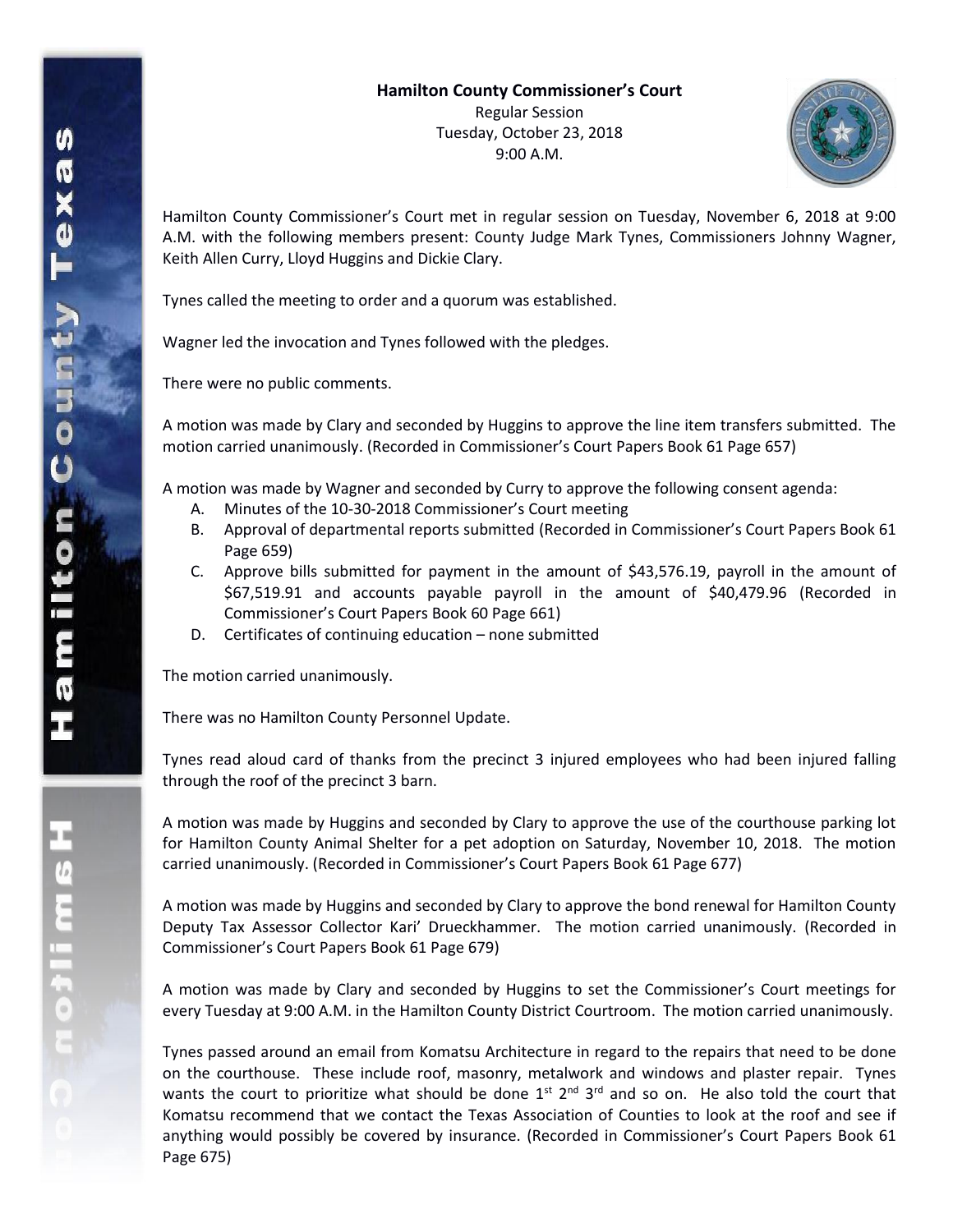**Hamilton County Commissioner's Court**

Regular Session

Tuesday, October 23, 2018

9:00 A.M.

Hamilton County Commissioner's Court met in regular session on Tuesday, November 6, 2018 at 9:00 A.M. with the following members present: County Judge Mark Tynes, Commissioners Johnny Wagner, Keith Allen Curry, Lloyd Huggins and Dickie Clary.

Tynes called the meeting to order and a quorum was established.

Wagner led the invocation and Tynes followed with the pledges.

There were no public comments.

A motion was made by Clary and seconded by Huggins to approve the line item transfers submitted. The motion carried unanimously. (Recorded in Commissioner's Court Papers Book 61 Page 657)

A motion was made by Wagner and seconded by Curry to approve the following consent agenda:

A. Minutes of the 10-30-2018 Commissioner's Court meeting
B. Approval of departmental reports submitted (Recorded in Commissioner's Court Papers Book 61 Page 659)
C. Approve bills submitted for payment in the amount of $43,576.19, payroll in the amount of $67,519.91 and accounts payable payroll in the amount of $40,479.96 (Recorded in Commissioner's Court Papers Book 60 Page 661)
D. Certificates of continuing education – none submitted

The motion carried unanimously.

There was no Hamilton County Personnel Update.

Tynes read aloud card of thanks from the precinct 3 injured employees who had been injured falling through the roof of the precinct 3 barn.

A motion was made by Huggins and seconded by Clary to approve the use of the courthouse parking lot for Hamilton County Animal Shelter for a pet adoption on Saturday, November 10, 2018. The motion carried unanimously. (Recorded in Commissioner's Court Papers Book 61 Page 677)

A motion was made by Huggins and seconded by Clary to approve the bond renewal for Hamilton County Deputy Tax Assessor Collector Kari' Drueckhammer. The motion carried unanimously. (Recorded in Commissioner's Court Papers Book 61 Page 679)

A motion was made by Clary and seconded by Huggins to set the Commissioner's Court meetings for every Tuesday at 9:00 A.M. in the Hamilton County District Courtroom. The motion carried unanimously.

Tynes passed around an email from Komatsu Architecture in regard to the repairs that need to be done on the courthouse. These include roof, masonry, metalwork and windows and plaster repair. Tynes wants the court to prioritize what should be done 1st 2nd 3rd and so on. He also told the court that Komatsu recommend that we contact the Texas Association of Counties to look at the roof and see if anything would possibly be covered by insurance. (Recorded in Commissioner's Court Papers Book 61 Page 675)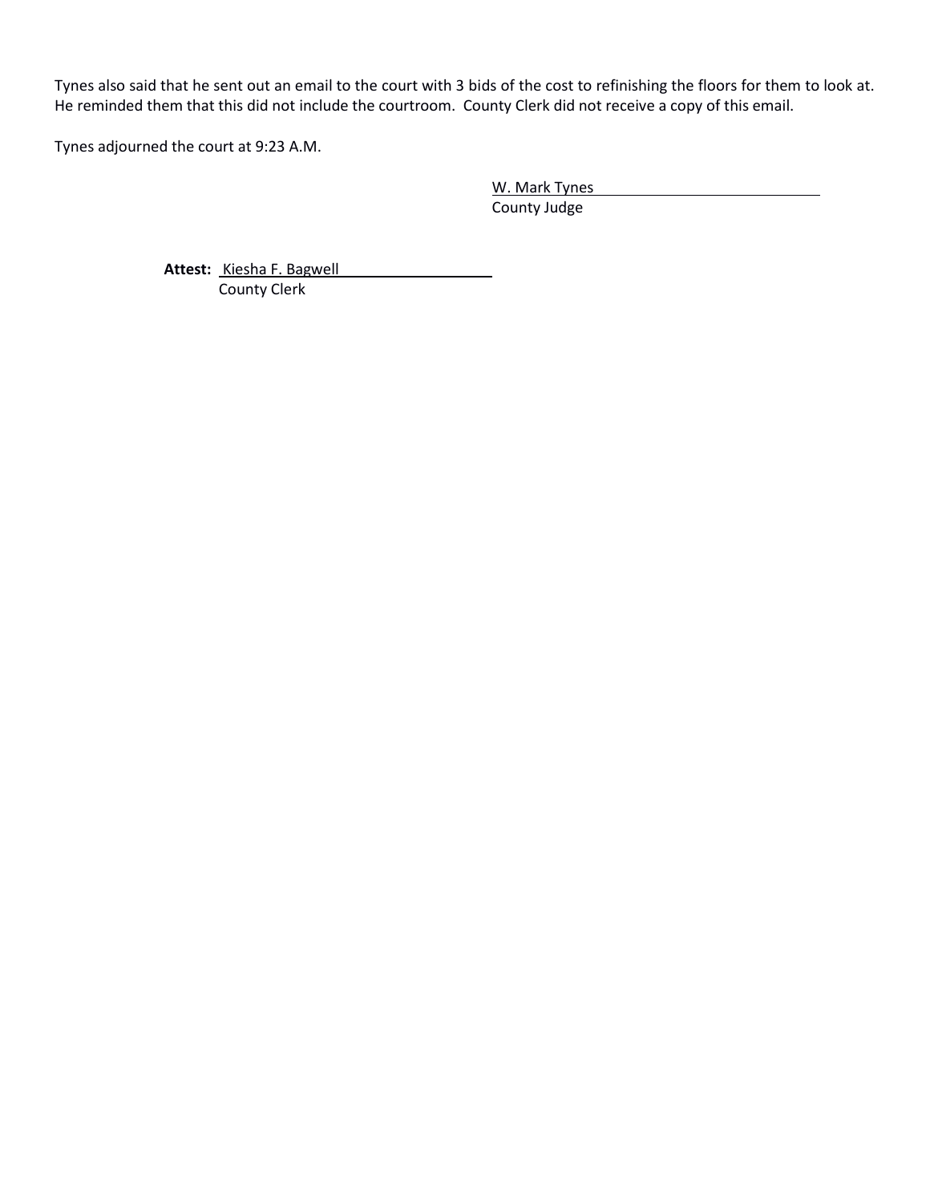Tynes also said that he sent out an email to the court with 3 bids of the cost to refinishing the floors for them to look at. He reminded them that this did not include the courtroom. County Clerk did not receive a copy of this email.

Tynes adjourned the court at 9:23 A.M.

W. Mark Tynes
County Judge

**Attest:** Kiesha F. Bagwell
County Clerk